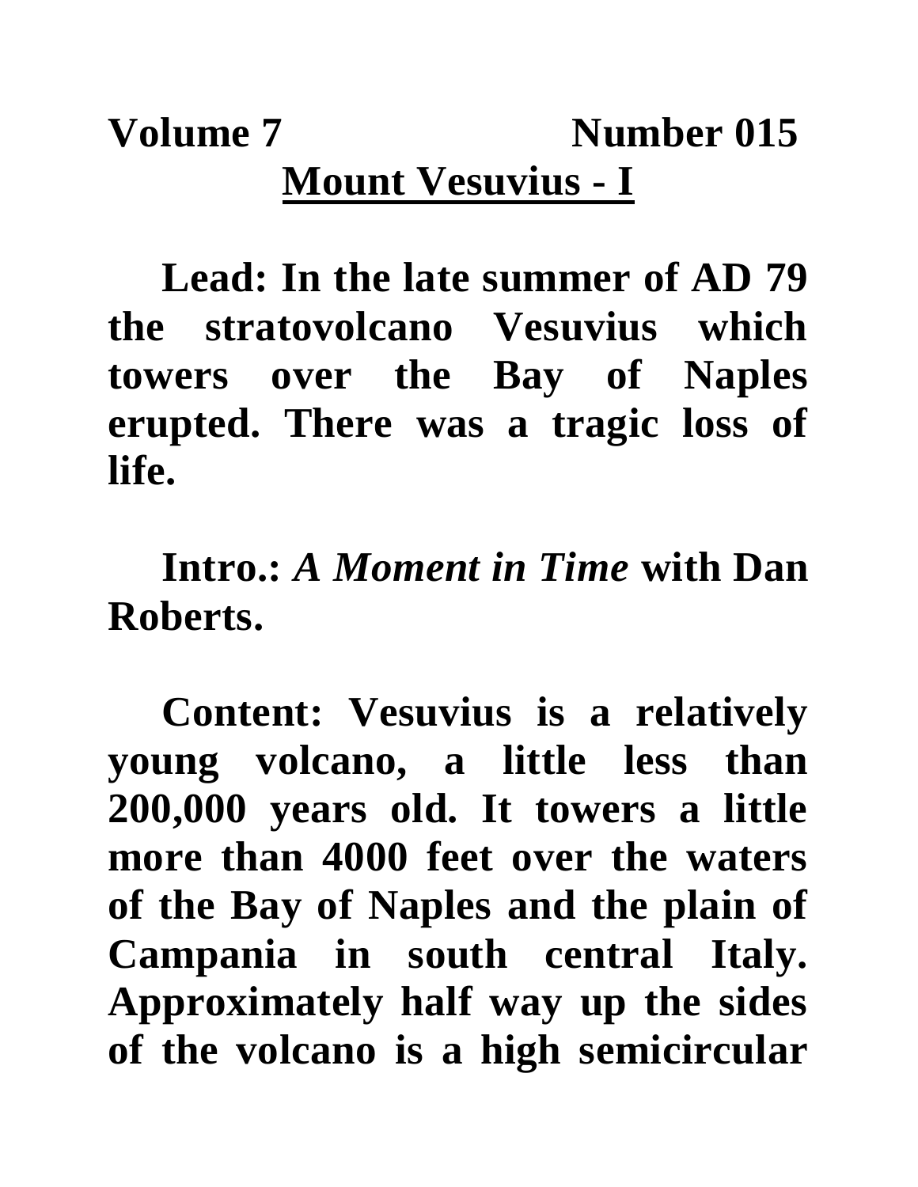**Volume 7 Number 015**

# Mount Vesuvius - I

**Lead: In the late summer of AD 79 the stratovolcano Vesuvius which towers over the Bay of Naples erupted. There was a tragic loss of life.**

**Intro.: *A Moment in Time* with Dan Roberts.**

**Content: Vesuvius is a relatively young volcano, a little less than 200,000 years old. It towers a little more than 4000 feet over the waters of the Bay of Naples and the plain of Campania in south central Italy. Approximately half way up the sides of the volcano is a high semicircular**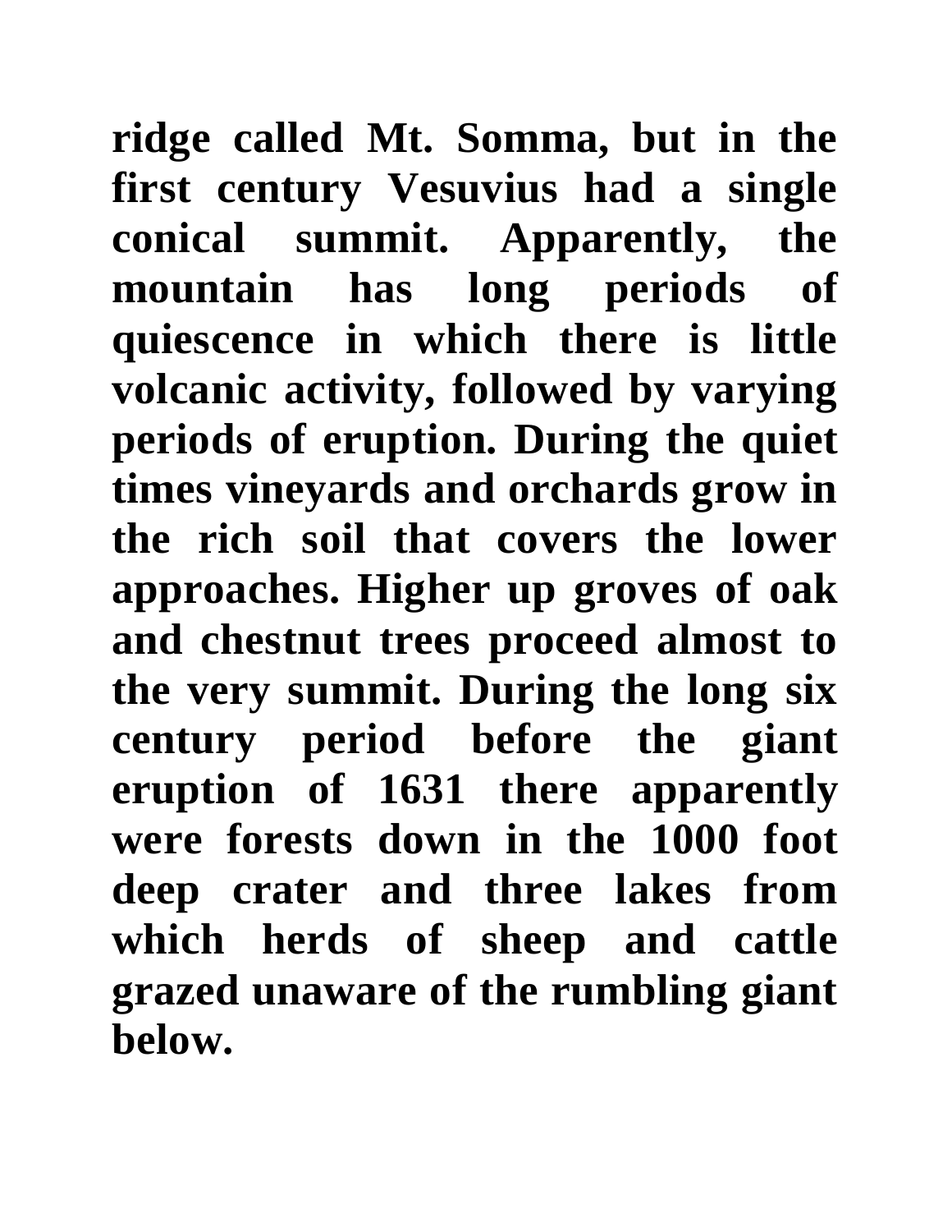**ridge called Mt. Somma, but in the first century Vesuvius had a single conical summit. Apparently, the mountain has long periods of quiescence in which there is little volcanic activity, followed by varying periods of eruption. During the quiet times vineyards and orchards grow in the rich soil that covers the lower approaches. Higher up groves of oak and chestnut trees proceed almost to the very summit. During the long six century period before the giant eruption of 1631 there apparently were forests down in the 1000 foot deep crater and three lakes from which herds of sheep and cattle grazed unaware of the rumbling giant below.**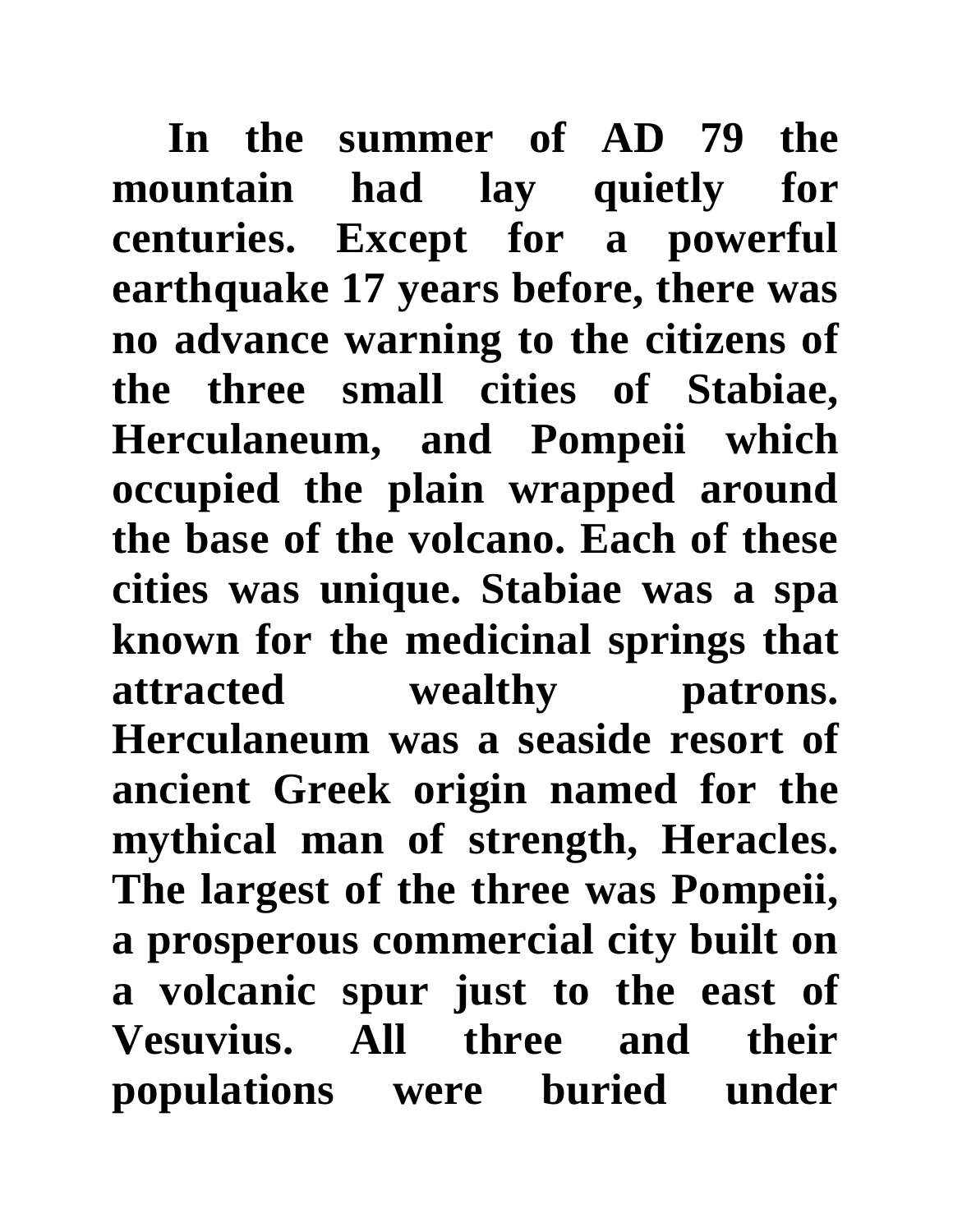**In the summer of AD 79 the mountain had lay quietly for centuries. Except for a powerful earthquake 17 years before, there was no advance warning to the citizens of the three small cities of Stabiae, Herculaneum, and Pompeii which occupied the plain wrapped around the base of the volcano. Each of these cities was unique. Stabiae was a spa known for the medicinal springs that attracted wealthy patrons. Herculaneum was a seaside resort of ancient Greek origin named for the mythical man of strength, Heracles. The largest of the three was Pompeii, a prosperous commercial city built on a volcanic spur just to the east of Vesuvius. All three and their populations were buried under**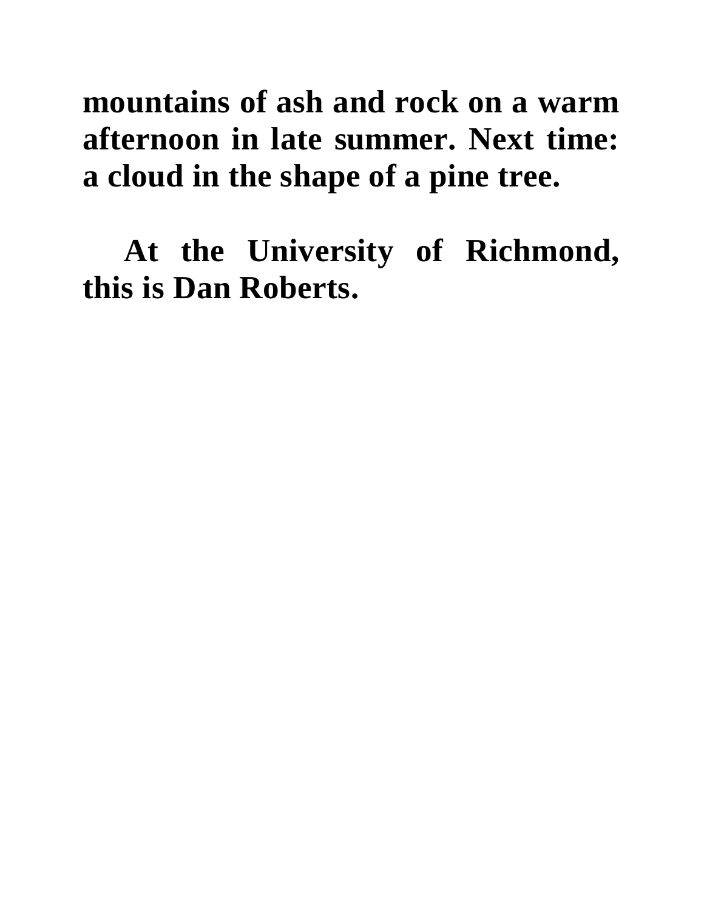**mountains of ash and rock on a warm afternoon in late summer. Next time: a cloud in the shape of a pine tree.**

**At the University of Richmond, this is Dan Roberts.**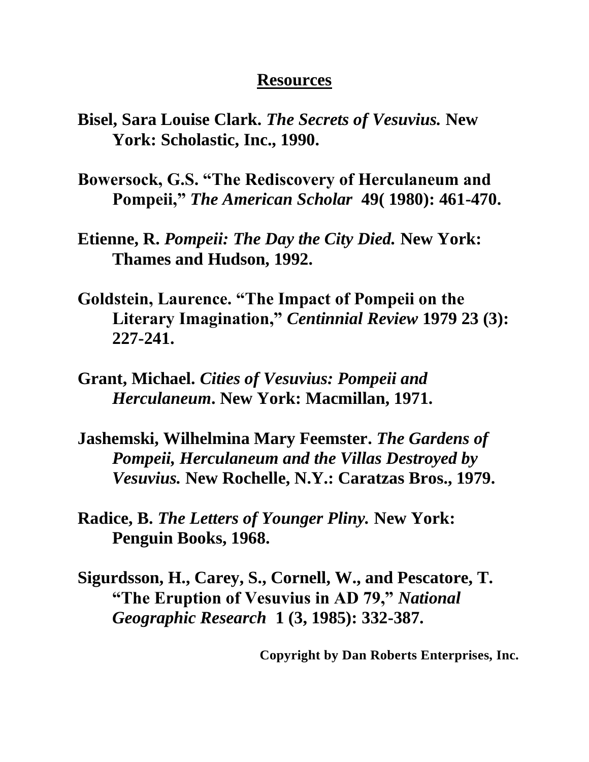## Resources

**Bisel, Sara Louise Clark. *The Secrets of Vesuvius.* New York: Scholastic, Inc., 1990.**

**Bowersock, G.S. "The Rediscovery of Herculaneum and Pompeii," *The American Scholar* 49( 1980): 461-470.**

**Etienne, R. *Pompeii: The Day the City Died.* New York: Thames and Hudson, 1992.**

**Goldstein, Laurence. "The Impact of Pompeii on the Literary Imagination," *Centinnial Review* 1979 23 (3): 227-241.**

**Grant, Michael. *Cities of Vesuvius: Pompeii and Herculaneum*. New York: Macmillan, 1971.**

**Jashemski, Wilhelmina Mary Feemster. *The Gardens of Pompeii, Herculaneum and the Villas Destroyed by Vesuvius.* New Rochelle, N.Y.: Caratzas Bros., 1979.**

**Radice, B. *The Letters of Younger Pliny.* New York: Penguin Books, 1968.**

**Sigurdsson, H., Carey, S., Cornell, W., and Pescatore, T. "The Eruption of Vesuvius in AD 79," *National Geographic Research* 1 (3, 1985): 332-387.**

**Copyright by Dan Roberts Enterprises, Inc.**